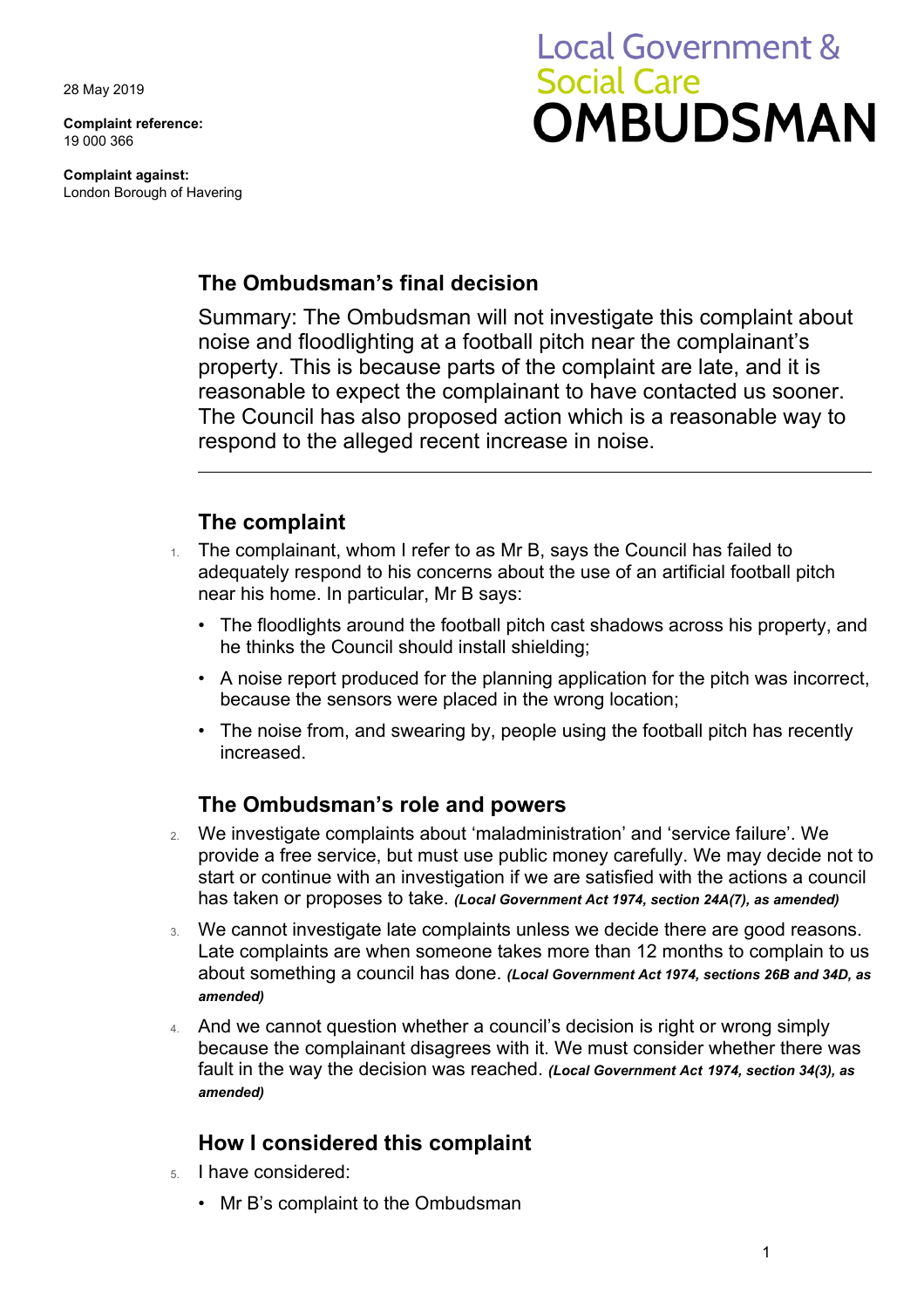28 May 2019

**Complaint reference:**
19 000 366

**Complaint against:**
London Borough of Havering

Local Government & Social Care **OMBUDSMAN**

## The Ombudsman's final decision

Summary: The Ombudsman will not investigate this complaint about noise and floodlighting at a football pitch near the complainant's property. This is because parts of the complaint are late, and it is reasonable to expect the complainant to have contacted us sooner. The Council has also proposed action which is a reasonable way to respond to the alleged recent increase in noise.

## The complaint

1. The complainant, whom I refer to as Mr B, says the Council has failed to adequately respond to his concerns about the use of an artificial football pitch near his home. In particular, Mr B says:
   - The floodlights around the football pitch cast shadows across his property, and he thinks the Council should install shielding;
   - A noise report produced for the planning application for the pitch was incorrect, because the sensors were placed in the wrong location;
   - The noise from, and swearing by, people using the football pitch has recently increased.

## The Ombudsman's role and powers

2. We investigate complaints about 'maladministration' and 'service failure'. We provide a free service, but must use public money carefully. We may decide not to start or continue with an investigation if we are satisfied with the actions a council has taken or proposes to take. ***(Local Government Act 1974, section 24A(7), as amended)***
3. We cannot investigate late complaints unless we decide there are good reasons. Late complaints are when someone takes more than 12 months to complain to us about something a council has done. ***(Local Government Act 1974, sections 26B and 34D, as amended)***
4. And we cannot question whether a council's decision is right or wrong simply because the complainant disagrees with it. We must consider whether there was fault in the way the decision was reached. ***(Local Government Act 1974, section 34(3), as amended)***

## How I considered this complaint

5. I have considered:
   - Mr B's complaint to the Ombudsman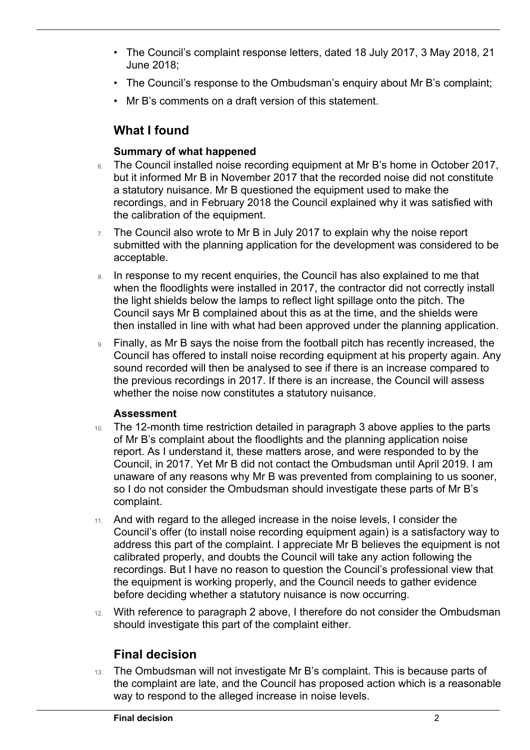- The Council's complaint response letters, dated 18 July 2017, 3 May 2018, 21 June 2018;
- The Council's response to the Ombudsman's enquiry about Mr B's complaint;
- Mr B's comments on a draft version of this statement.

## What I found

### Summary of what happened

6. The Council installed noise recording equipment at Mr B's home in October 2017, but it informed Mr B in November 2017 that the recorded noise did not constitute a statutory nuisance. Mr B questioned the equipment used to make the recordings, and in February 2018 the Council explained why it was satisfied with the calibration of the equipment.
7. The Council also wrote to Mr B in July 2017 to explain why the noise report submitted with the planning application for the development was considered to be acceptable.
8. In response to my recent enquiries, the Council has also explained to me that when the floodlights were installed in 2017, the contractor did not correctly install the light shields below the lamps to reflect light spillage onto the pitch. The Council says Mr B complained about this as at the time, and the shields were then installed in line with what had been approved under the planning application.
9. Finally, as Mr B says the noise from the football pitch has recently increased, the Council has offered to install noise recording equipment at his property again. Any sound recorded will then be analysed to see if there is an increase compared to the previous recordings in 2017. If there is an increase, the Council will assess whether the noise now constitutes a statutory nuisance.

### Assessment

10. The 12-month time restriction detailed in paragraph 3 above applies to the parts of Mr B's complaint about the floodlights and the planning application noise report. As I understand it, these matters arose, and were responded to by the Council, in 2017. Yet Mr B did not contact the Ombudsman until April 2019. I am unaware of any reasons why Mr B was prevented from complaining to us sooner, so I do not consider the Ombudsman should investigate these parts of Mr B's complaint.
11. And with regard to the alleged increase in the noise levels, I consider the Council's offer (to install noise recording equipment again) is a satisfactory way to address this part of the complaint. I appreciate Mr B believes the equipment is not calibrated properly, and doubts the Council will take any action following the recordings. But I have no reason to question the Council's professional view that the equipment is working properly, and the Council needs to gather evidence before deciding whether a statutory nuisance is now occurring.
12. With reference to paragraph 2 above, I therefore do not consider the Ombudsman should investigate this part of the complaint either.

## Final decision

13. The Ombudsman will not investigate Mr B's complaint. This is because parts of the complaint are late, and the Council has proposed action which is a reasonable way to respond to the alleged increase in noise levels.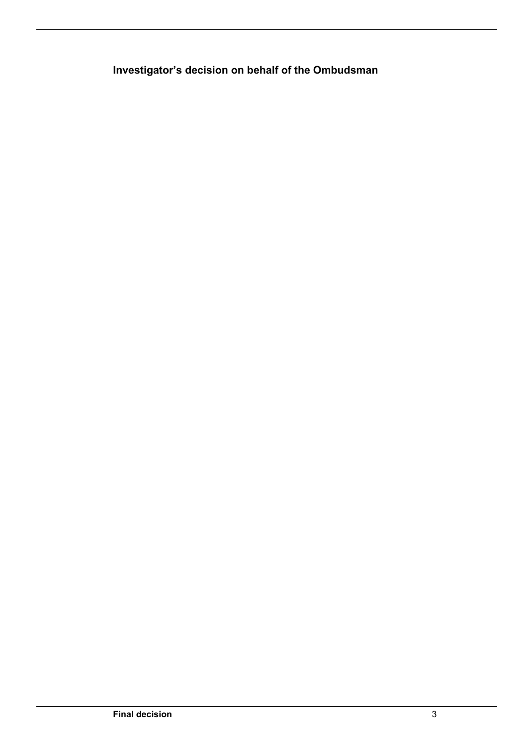**Investigator's decision on behalf of the Ombudsman**